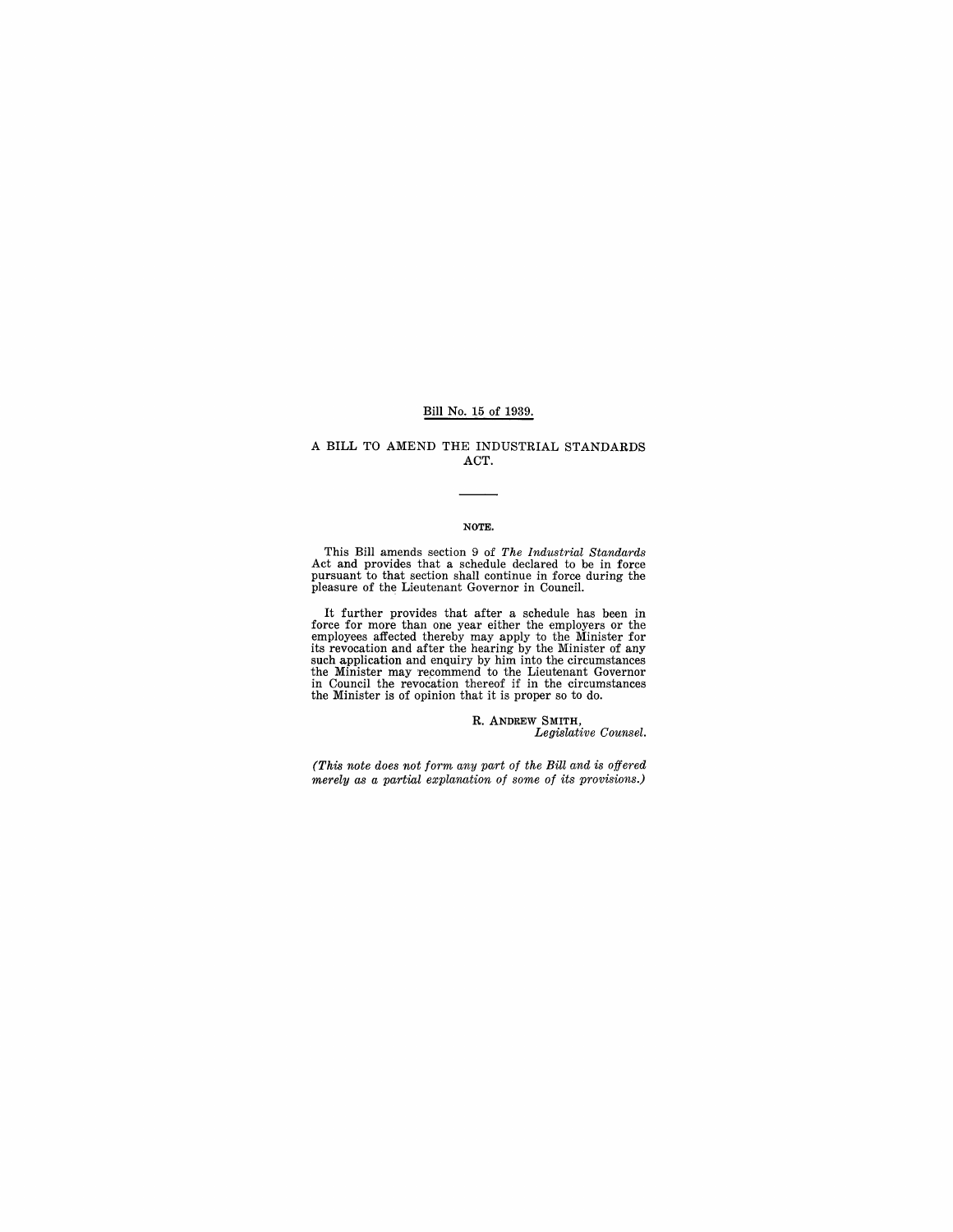Bill No. 15 of 1939.

# A BILL TO AMEND THE INDUSTRIAL STANDARDS ACT.

---

**NOTE.**

This Bill amends section 9 of *The Industrial Standards* Act and provides that a schedule declared to be in force pursuant to that section shall continue in force during the pleasure of the Lieutenant Governor in Council.

It further provides that after a schedule has been in force for more than one year either the employers or the employees affected thereby may apply to the Minister for its revocation and after the hearing by the Minister of any such application and enquiry by him into the circumstances the Minister may recommend to the Lieutenant Governor in Council the revocation thereof if in the circumstances the Minister is of opinion that it is proper so to do.

R. ANDREW SMITH,
*Legislative Counsel.*

*(This note does not form any part of the Bill and is offered merely as a partial explanation of some of its provisions.)*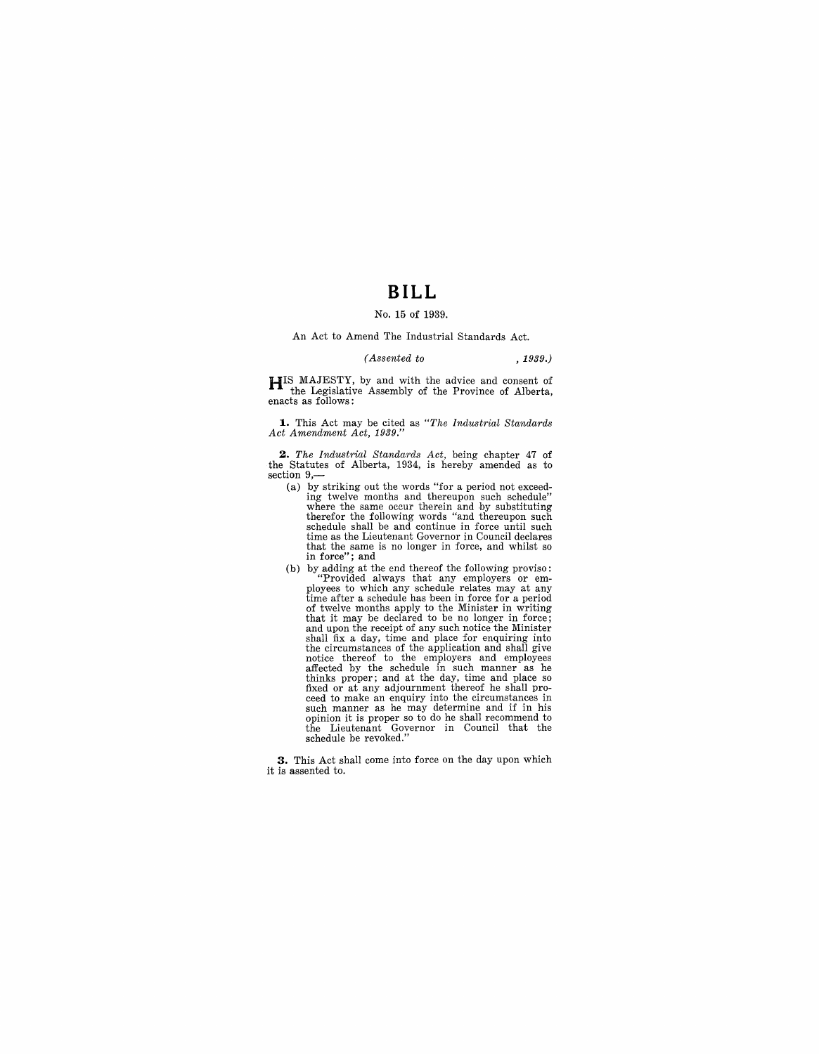# BILL

No. 15 of 1939.

An Act to Amend The Industrial Standards Act.

*(Assented to , 1939.)*

HIS MAJESTY, by and with the advice and consent of the Legislative Assembly of the Province of Alberta, enacts as follows:

**1.** This Act may be cited as *"The Industrial Standards Act Amendment Act, 1939."*

**2.** *The Industrial Standards Act,* being chapter 47 of the Statutes of Alberta, 1934, is hereby amended as to section 9,—

(a) by striking out the words "for a period not exceeding twelve months and thereupon such schedule" where the same occur therein and by substituting therefor the following words "and thereupon such schedule shall be and continue in force until such time as the Lieutenant Governor in Council declares that the same is no longer in force, and whilst so in force"; and

(b) by adding at the end thereof the following proviso:
"Provided always that any employers or employees to which any schedule relates may at any time after a schedule has been in force for a period of twelve months apply to the Minister in writing that it may be declared to be no longer in force; and upon the receipt of any such notice the Minister shall fix a day, time and place for enquiring into the circumstances of the application and shall give notice thereof to the employers and employees affected by the schedule in such manner as he thinks proper; and at the day, time and place so fixed or at any adjournment thereof he shall proceed to make an enquiry into the circumstances in such manner as he may determine and if in his opinion it is proper so to do he shall recommend to the Lieutenant Governor in Council that the schedule be revoked."

**3.** This Act shall come into force on the day upon which it is assented to.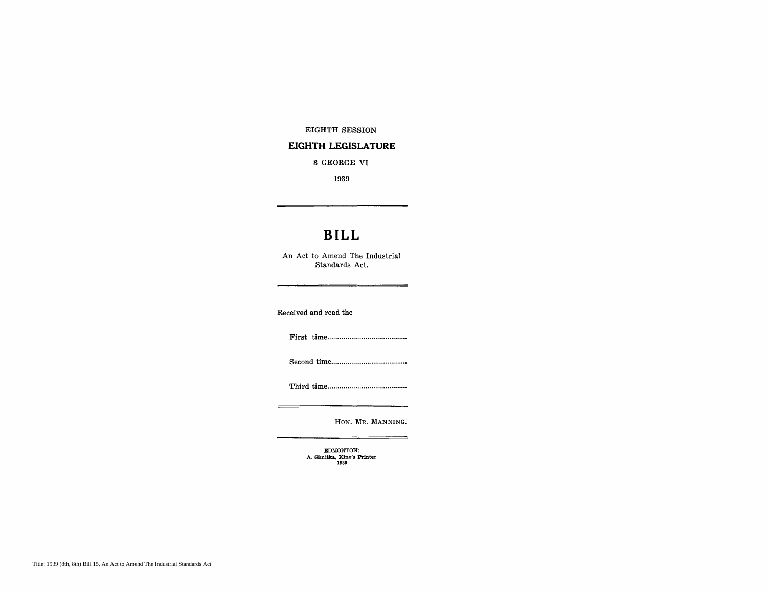EIGHTH SESSION

**EIGHTH LEGISLATURE**

3 GEORGE VI

1939

---

# BILL

An Act to Amend The Industrial Standards Act.

---

Received and read the

First time........................................

Second time......................................

Third time........................................

---

HON. MR. MANNING.

---

EDMONTON:
A. Shnitka, King's Printer
1939

Title: 1939 (8th, 8th) Bill 15, An Act to Amend The Industrial Standards Act